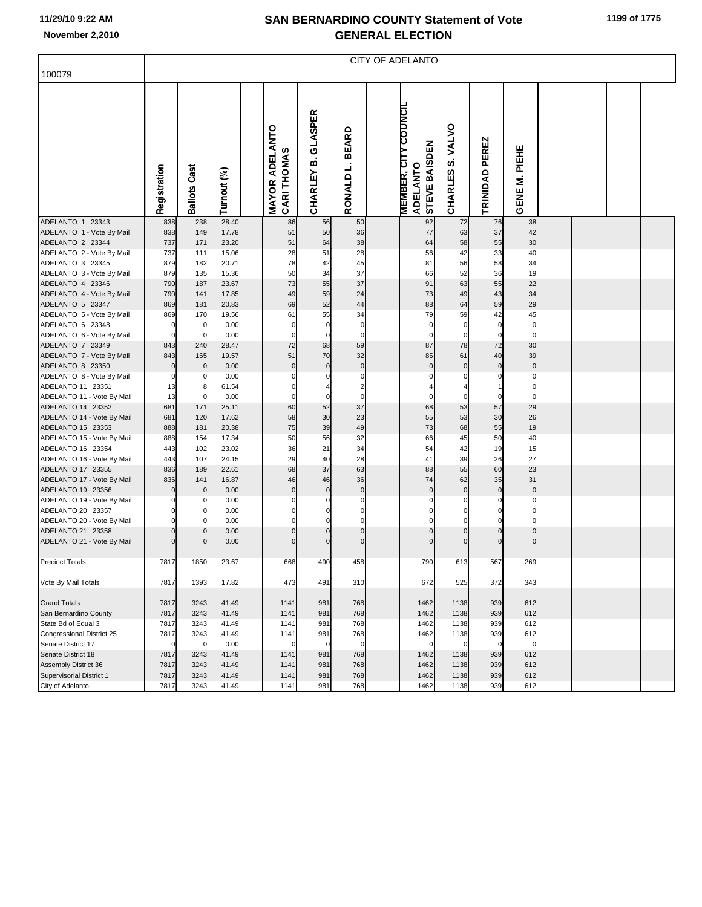# SAN BERNARDINO COUNTY Statement of Vote
# GENERAL ELECTION

November 2,2010

## CITY OF ADELANTO

100079

| | Registration | Ballots Cast | Turnout (%) | MAYOR ADELANTO CARI THOMAS | CHARLEY B. GLASPER | RONALD L. BEARD | MEMBER, CITY COUNCIL ADELANTO STEVE BAISDEN | CHARLES S. VALVO | TRINIDAD PEREZ | GENE M. PIEHE |
|---|---|---|---|---|---|---|---|---|---|---|
| ADELANTO 1 23343 | 838 | 238 | 28.40 | 86 | 56 | 50 | 92 | 72 | 76 | 38 |
| ADELANTO 1 - Vote By Mail | 838 | 149 | 17.78 | 51 | 50 | 36 | 77 | 63 | 37 | 42 |
| ADELANTO 2 23344 | 737 | 171 | 23.20 | 51 | 64 | 38 | 64 | 58 | 55 | 30 |
| ADELANTO 2 - Vote By Mail | 737 | 111 | 15.06 | 28 | 51 | 28 | 56 | 42 | 33 | 40 |
| ADELANTO 3 23345 | 879 | 182 | 20.71 | 78 | 42 | 45 | 81 | 56 | 58 | 34 |
| ADELANTO 3 - Vote By Mail | 879 | 135 | 15.36 | 50 | 34 | 37 | 66 | 52 | 36 | 19 |
| ADELANTO 4 23346 | 790 | 187 | 23.67 | 73 | 55 | 37 | 91 | 63 | 55 | 22 |
| ADELANTO 4 - Vote By Mail | 790 | 141 | 17.85 | 49 | 59 | 24 | 73 | 49 | 43 | 34 |
| ADELANTO 5 23347 | 869 | 181 | 20.83 | 69 | 52 | 44 | 88 | 64 | 59 | 29 |
| ADELANTO 5 - Vote By Mail | 869 | 170 | 19.56 | 61 | 55 | 34 | 79 | 59 | 42 | 45 |
| ADELANTO 6 23348 | 0 | 0 | 0.00 | 0 | 0 | 0 | 0 | 0 | 0 | 0 |
| ADELANTO 6 - Vote By Mail | 0 | 0 | 0.00 | 0 | 0 | 0 | 0 | 0 | 0 | 0 |
| ADELANTO 7 23349 | 843 | 240 | 28.47 | 72 | 68 | 59 | 87 | 78 | 72 | 30 |
| ADELANTO 7 - Vote By Mail | 843 | 165 | 19.57 | 51 | 70 | 32 | 85 | 61 | 40 | 39 |
| ADELANTO 8 23350 | 0 | 0 | 0.00 | 0 | 0 | 0 | 0 | 0 | 0 | 0 |
| ADELANTO 8 - Vote By Mail | 0 | 0 | 0.00 | 0 | 0 | 0 | 0 | 0 | 0 | 0 |
| ADELANTO 11 23351 | 13 | 8 | 61.54 | 0 | 4 | 2 | 4 | 4 | 1 | 0 |
| ADELANTO 11 - Vote By Mail | 13 | 0 | 0.00 | 0 | 0 | 0 | 0 | 0 | 0 | 0 |
| ADELANTO 14 23352 | 681 | 171 | 25.11 | 60 | 52 | 37 | 68 | 53 | 57 | 29 |
| ADELANTO 14 - Vote By Mail | 681 | 120 | 17.62 | 58 | 30 | 23 | 55 | 53 | 30 | 26 |
| ADELANTO 15 23353 | 888 | 181 | 20.38 | 75 | 39 | 49 | 73 | 68 | 55 | 19 |
| ADELANTO 15 - Vote By Mail | 888 | 154 | 17.34 | 50 | 56 | 32 | 66 | 45 | 50 | 40 |
| ADELANTO 16 23354 | 443 | 102 | 23.02 | 36 | 21 | 34 | 54 | 42 | 19 | 15 |
| ADELANTO 16 - Vote By Mail | 443 | 107 | 24.15 | 29 | 40 | 28 | 41 | 39 | 26 | 27 |
| ADELANTO 17 23355 | 836 | 189 | 22.61 | 68 | 37 | 63 | 88 | 55 | 60 | 23 |
| ADELANTO 17 - Vote By Mail | 836 | 141 | 16.87 | 46 | 46 | 36 | 74 | 62 | 35 | 31 |
| ADELANTO 19 23356 | 0 | 0 | 0.00 | 0 | 0 | 0 | 0 | 0 | 0 | 0 |
| ADELANTO 19 - Vote By Mail | 0 | 0 | 0.00 | 0 | 0 | 0 | 0 | 0 | 0 | 0 |
| ADELANTO 20 23357 | 0 | 0 | 0.00 | 0 | 0 | 0 | 0 | 0 | 0 | 0 |
| ADELANTO 20 - Vote By Mail | 0 | 0 | 0.00 | 0 | 0 | 0 | 0 | 0 | 0 | 0 |
| ADELANTO 21 23358 | 0 | 0 | 0.00 | 0 | 0 | 0 | 0 | 0 | 0 | 0 |
| ADELANTO 21 - Vote By Mail | 0 | 0 | 0.00 | 0 | 0 | 0 | 0 | 0 | 0 | 0 |
| Precinct Totals | 7817 | 1850 | 23.67 | 668 | 490 | 458 | 790 | 613 | 567 | 269 |
| Vote By Mail Totals | 7817 | 1393 | 17.82 | 473 | 491 | 310 | 672 | 525 | 372 | 343 |
| Grand Totals | 7817 | 3243 | 41.49 | 1141 | 981 | 768 | 1462 | 1138 | 939 | 612 |
| San Bernardino County | 7817 | 3243 | 41.49 | 1141 | 981 | 768 | 1462 | 1138 | 939 | 612 |
| State Bd of Equal 3 | 7817 | 3243 | 41.49 | 1141 | 981 | 768 | 1462 | 1138 | 939 | 612 |
| Congressional District 25 | 7817 | 3243 | 41.49 | 1141 | 981 | 768 | 1462 | 1138 | 939 | 612 |
| Senate District 17 | 0 | 0 | 0.00 | 0 | 0 | 0 | 0 | 0 | 0 | 0 |
| Senate District 18 | 7817 | 3243 | 41.49 | 1141 | 981 | 768 | 1462 | 1138 | 939 | 612 |
| Assembly District 36 | 7817 | 3243 | 41.49 | 1141 | 981 | 768 | 1462 | 1138 | 939 | 612 |
| Supervisorial District 1 | 7817 | 3243 | 41.49 | 1141 | 981 | 768 | 1462 | 1138 | 939 | 612 |
| City of Adelanto | 7817 | 3243 | 41.49 | 1141 | 981 | 768 | 1462 | 1138 | 939 | 612 |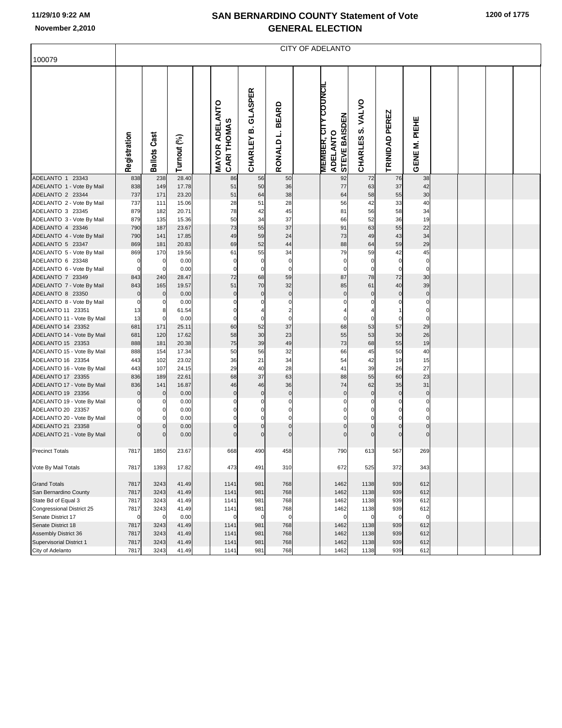# SAN BERNARDINO COUNTY Statement of Vote
## GENERAL ELECTION

11/29/10 9:22 AM
November 2,2010

100079

CITY OF ADELANTO

| | Registration | Ballots Cast | Turnout (%) | | MAYOR ADELANTO CARI THOMAS | CHARLEY B. GLASPER | RONALD L. BEARD | | MEMBER, CITY COUNCIL ADELANTO STEVE BAISDEN | CHARLES S. VALVO | TRINIDAD PEREZ | GENE M. PIEHE | | | | |
|---|---|---|---|---|---|---|---|---|---|---|---|---|---|---|---|---|
| ADELANTO 1 23343 | 838 | 238 | 28.40 | | 86 | 56 | 50 | | 92 | 72 | 76 | 38 | | | | |
| ADELANTO 1 - Vote By Mail | 838 | 149 | 17.78 | | 51 | 50 | 36 | | 77 | 63 | 37 | 42 | | | | |
| ADELANTO 2 23344 | 737 | 171 | 23.20 | | 51 | 64 | 38 | | 64 | 58 | 55 | 30 | | | | |
| ADELANTO 2 - Vote By Mail | 737 | 111 | 15.06 | | 28 | 51 | 28 | | 56 | 42 | 33 | 40 | | | | |
| ADELANTO 3 23345 | 879 | 182 | 20.71 | | 78 | 42 | 45 | | 81 | 56 | 58 | 34 | | | | |
| ADELANTO 3 - Vote By Mail | 879 | 135 | 15.36 | | 50 | 34 | 37 | | 66 | 52 | 36 | 19 | | | | |
| ADELANTO 4 23346 | 790 | 187 | 23.67 | | 73 | 55 | 37 | | 91 | 63 | 55 | 22 | | | | |
| ADELANTO 4 - Vote By Mail | 790 | 141 | 17.85 | | 49 | 59 | 24 | | 73 | 49 | 43 | 34 | | | | |
| ADELANTO 5 23347 | 869 | 181 | 20.83 | | 69 | 52 | 44 | | 88 | 64 | 59 | 29 | | | | |
| ADELANTO 5 - Vote By Mail | 869 | 170 | 19.56 | | 61 | 55 | 34 | | 79 | 59 | 42 | 45 | | | | |
| ADELANTO 6 23348 | 0 | 0 | 0.00 | | 0 | 0 | 0 | | 0 | 0 | 0 | 0 | | | | |
| ADELANTO 6 - Vote By Mail | 0 | 0 | 0.00 | | 0 | 0 | 0 | | 0 | 0 | 0 | 0 | | | | |
| ADELANTO 7 23349 | 843 | 240 | 28.47 | | 72 | 68 | 59 | | 87 | 78 | 72 | 30 | | | | |
| ADELANTO 7 - Vote By Mail | 843 | 165 | 19.57 | | 51 | 70 | 32 | | 85 | 61 | 40 | 39 | | | | |
| ADELANTO 8 23350 | 0 | 0 | 0.00 | | 0 | 0 | 0 | | 0 | 0 | 0 | 0 | | | | |
| ADELANTO 8 - Vote By Mail | 0 | 0 | 0.00 | | 0 | 0 | 0 | | 0 | 0 | 0 | 0 | | | | |
| ADELANTO 11 23351 | 13 | 8 | 61.54 | | 0 | 4 | 2 | | 4 | 4 | 1 | 0 | | | | |
| ADELANTO 11 - Vote By Mail | 13 | 0 | 0.00 | | 0 | 0 | 0 | | 0 | 0 | 0 | 0 | | | | |
| ADELANTO 14 23352 | 681 | 171 | 25.11 | | 60 | 52 | 37 | | 68 | 53 | 57 | 29 | | | | |
| ADELANTO 14 - Vote By Mail | 681 | 120 | 17.62 | | 58 | 30 | 23 | | 55 | 53 | 30 | 26 | | | | |
| ADELANTO 15 23353 | 888 | 181 | 20.38 | | 75 | 39 | 49 | | 73 | 68 | 55 | 19 | | | | |
| ADELANTO 15 - Vote By Mail | 888 | 154 | 17.34 | | 50 | 56 | 32 | | 66 | 45 | 50 | 40 | | | | |
| ADELANTO 16 23354 | 443 | 102 | 23.02 | | 36 | 21 | 34 | | 54 | 42 | 19 | 15 | | | | |
| ADELANTO 16 - Vote By Mail | 443 | 107 | 24.15 | | 29 | 40 | 28 | | 41 | 39 | 26 | 27 | | | | |
| ADELANTO 17 23355 | 836 | 189 | 22.61 | | 68 | 37 | 63 | | 88 | 55 | 60 | 23 | | | | |
| ADELANTO 17 - Vote By Mail | 836 | 141 | 16.87 | | 46 | 46 | 36 | | 74 | 62 | 35 | 31 | | | | |
| ADELANTO 19 23356 | 0 | 0 | 0.00 | | 0 | 0 | 0 | | 0 | 0 | 0 | 0 | | | | |
| ADELANTO 19 - Vote By Mail | 0 | 0 | 0.00 | | 0 | 0 | 0 | | 0 | 0 | 0 | 0 | | | | |
| ADELANTO 20 23357 | 0 | 0 | 0.00 | | 0 | 0 | 0 | | 0 | 0 | 0 | 0 | | | | |
| ADELANTO 20 - Vote By Mail | 0 | 0 | 0.00 | | 0 | 0 | 0 | | 0 | 0 | 0 | 0 | | | | |
| ADELANTO 21 23358 | 0 | 0 | 0.00 | | 0 | 0 | 0 | | 0 | 0 | 0 | 0 | | | | |
| ADELANTO 21 - Vote By Mail | 0 | 0 | 0.00 | | 0 | 0 | 0 | | 0 | 0 | 0 | 0 | | | | |
| Precinct Totals | 7817 | 1850 | 23.67 | | 668 | 490 | 458 | | 790 | 613 | 567 | 269 | | | | |
| Vote By Mail Totals | 7817 | 1393 | 17.82 | | 473 | 491 | 310 | | 672 | 525 | 372 | 343 | | | | |
| Grand Totals | 7817 | 3243 | 41.49 | | 1141 | 981 | 768 | | 1462 | 1138 | 939 | 612 | | | | |
| San Bernardino County | 7817 | 3243 | 41.49 | | 1141 | 981 | 768 | | 1462 | 1138 | 939 | 612 | | | | |
| State Bd of Equal 3 | 7817 | 3243 | 41.49 | | 1141 | 981 | 768 | | 1462 | 1138 | 939 | 612 | | | | |
| Congressional District 25 | 7817 | 3243 | 41.49 | | 1141 | 981 | 768 | | 1462 | 1138 | 939 | 612 | | | | |
| Senate District 17 | 0 | 0 | 0.00 | | 0 | 0 | 0 | | 0 | 0 | 0 | 0 | | | | |
| Senate District 18 | 7817 | 3243 | 41.49 | | 1141 | 981 | 768 | | 1462 | 1138 | 939 | 612 | | | | |
| Assembly District 36 | 7817 | 3243 | 41.49 | | 1141 | 981 | 768 | | 1462 | 1138 | 939 | 612 | | | | |
| Supervisorial District 1 | 7817 | 3243 | 41.49 | | 1141 | 981 | 768 | | 1462 | 1138 | 939 | 612 | | | | |
| City of Adelanto | 7817 | 3243 | 41.49 | | 1141 | 981 | 768 | | 1462 | 1138 | 939 | 612 | | | | |